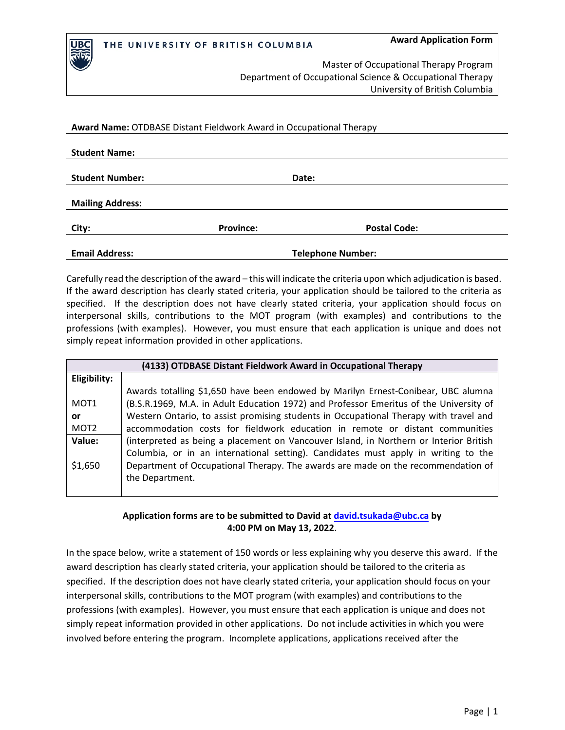THE UNIVERSITY OF BRITISH COLUMBIA

**Award Application Form**

Master of Occupational Therapy Program
Department of Occupational Science & Occupational Therapy
University of British Columbia

**Award Name:** OTDBASE Distant Fieldwork Award in Occupational Therapy

**Student Name:**

**Student Number:** **Date:**

**Mailing Address:**

**City:** **Province:** **Postal Code:**

**Email Address:** **Telephone Number:**

Carefully read the description of the award – this will indicate the criteria upon which adjudication is based. If the award description has clearly stated criteria, your application should be tailored to the criteria as specified. If the description does not have clearly stated criteria, your application should focus on interpersonal skills, contributions to the MOT program (with examples) and contributions to the professions (with examples). However, you must ensure that each application is unique and does not simply repeat information provided in other applications.

| **(4133) OTDBASE Distant Fieldwork Award in Occupational Therapy** | |
|---|---|
| **Eligibility:**<br><br>MOT1<br>**or**<br>MOT2 | Awards totalling $1,650 have been endowed by Marilyn Ernest-Conibear, UBC alumna (B.S.R.1969, M.A. in Adult Education 1972) and Professor Emeritus of the University of Western Ontario, to assist promising students in Occupational Therapy with travel and accommodation costs for fieldwork education in remote or distant communities (interpreted as being a placement on Vancouver Island, in Northern or Interior British Columbia, or in an international setting). Candidates must apply in writing to the Department of Occupational Therapy. The awards are made on the recommendation of the Department. |
| **Value:**<br><br>$1,650 | |

**Application forms are to be submitted to David at david.tsukada@ubc.ca by 4:00 PM on May 13, 2022**.

In the space below, write a statement of 150 words or less explaining why you deserve this award. If the award description has clearly stated criteria, your application should be tailored to the criteria as specified. If the description does not have clearly stated criteria, your application should focus on your interpersonal skills, contributions to the MOT program (with examples) and contributions to the professions (with examples). However, you must ensure that each application is unique and does not simply repeat information provided in other applications. Do not include activities in which you were involved before entering the program. Incomplete applications, applications received after the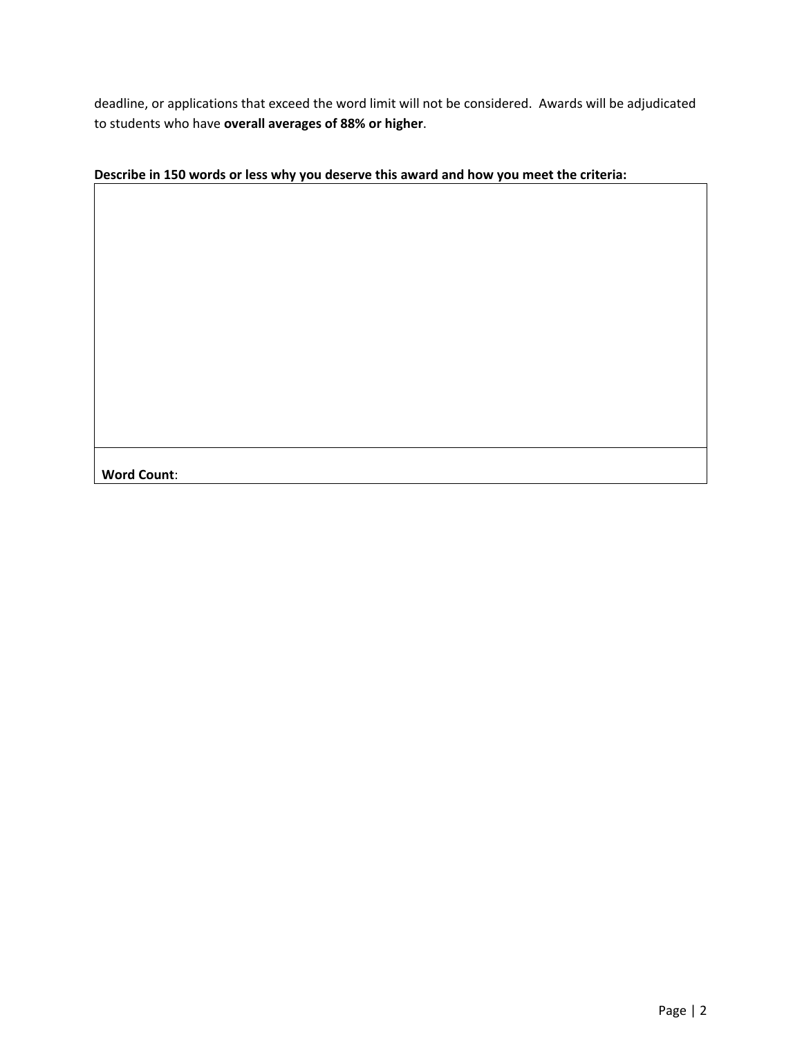deadline, or applications that exceed the word limit will not be considered. Awards will be adjudicated to students who have **overall averages of 88% or higher**.

**Describe in 150 words or less why you deserve this award and how you meet the criteria:**

| |
|---|
| |
| **Word Count**: |